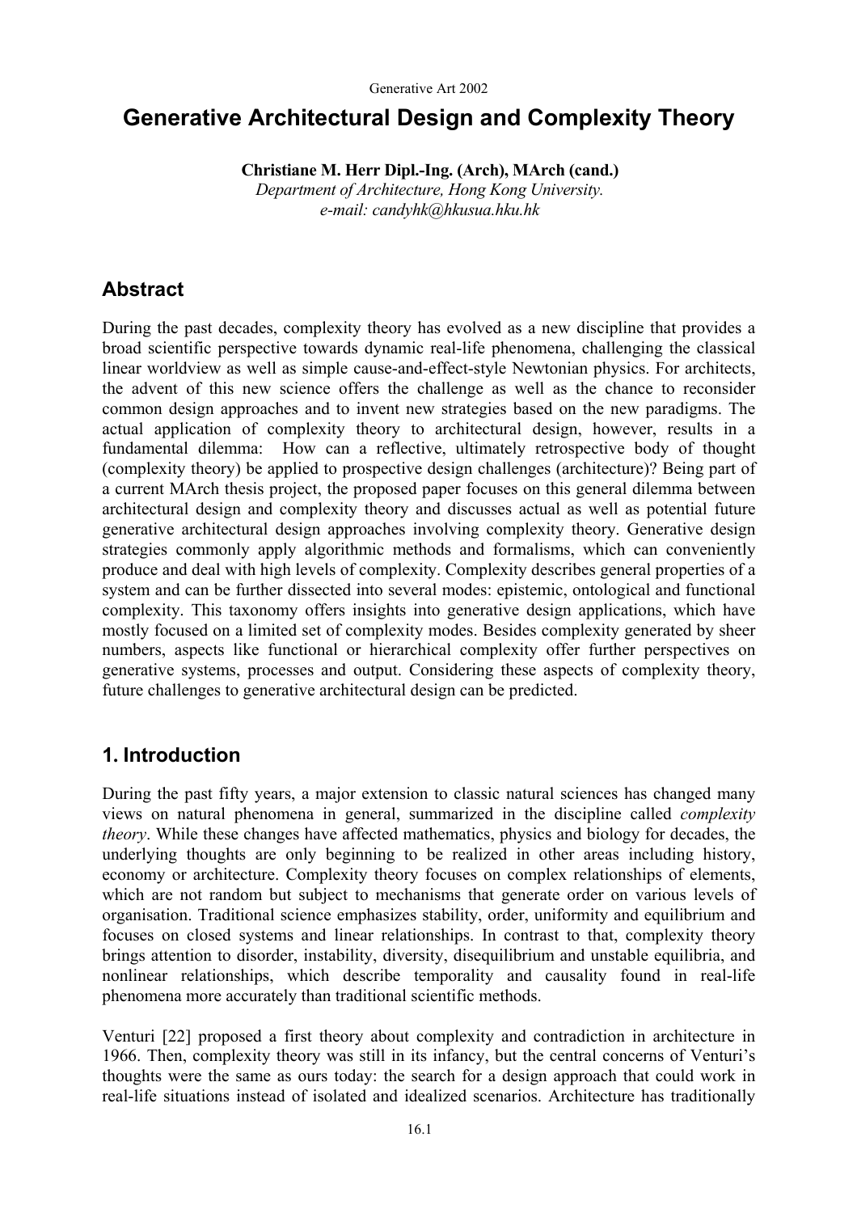# Generative Architectural Design and Complexity Theory

**Christiane M. Herr Dipl.-Ing. (Arch), MArch (cand.)**
*Department of Architecture, Hong Kong University.*
*e-mail: candyhk@hkusua.hku.hk*

## Abstract

During the past decades, complexity theory has evolved as a new discipline that provides a broad scientific perspective towards dynamic real-life phenomena, challenging the classical linear worldview as well as simple cause-and-effect-style Newtonian physics. For architects, the advent of this new science offers the challenge as well as the chance to reconsider common design approaches and to invent new strategies based on the new paradigms. The actual application of complexity theory to architectural design, however, results in a fundamental dilemma: How can a reflective, ultimately retrospective body of thought (complexity theory) be applied to prospective design challenges (architecture)? Being part of a current MArch thesis project, the proposed paper focuses on this general dilemma between architectural design and complexity theory and discusses actual as well as potential future generative architectural design approaches involving complexity theory. Generative design strategies commonly apply algorithmic methods and formalisms, which can conveniently produce and deal with high levels of complexity. Complexity describes general properties of a system and can be further dissected into several modes: epistemic, ontological and functional complexity. This taxonomy offers insights into generative design applications, which have mostly focused on a limited set of complexity modes. Besides complexity generated by sheer numbers, aspects like functional or hierarchical complexity offer further perspectives on generative systems, processes and output. Considering these aspects of complexity theory, future challenges to generative architectural design can be predicted.

## 1. Introduction

During the past fifty years, a major extension to classic natural sciences has changed many views on natural phenomena in general, summarized in the discipline called *complexity theory*. While these changes have affected mathematics, physics and biology for decades, the underlying thoughts are only beginning to be realized in other areas including history, economy or architecture. Complexity theory focuses on complex relationships of elements, which are not random but subject to mechanisms that generate order on various levels of organisation. Traditional science emphasizes stability, order, uniformity and equilibrium and focuses on closed systems and linear relationships. In contrast to that, complexity theory brings attention to disorder, instability, diversity, disequilibrium and unstable equilibria, and nonlinear relationships, which describe temporality and causality found in real-life phenomena more accurately than traditional scientific methods.

Venturi [22] proposed a first theory about complexity and contradiction in architecture in 1966. Then, complexity theory was still in its infancy, but the central concerns of Venturi's thoughts were the same as ours today: the search for a design approach that could work in real-life situations instead of isolated and idealized scenarios. Architecture has traditionally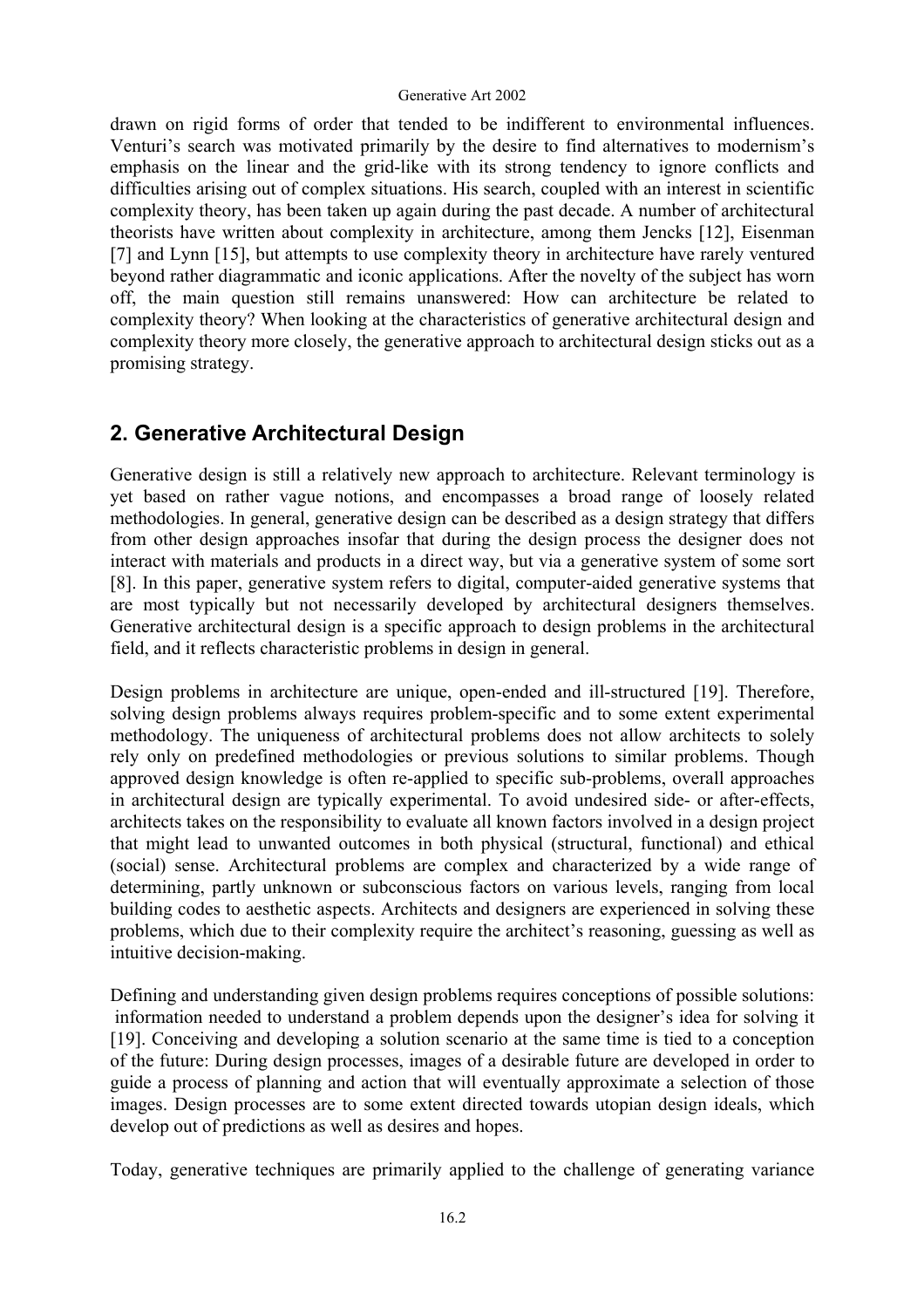drawn on rigid forms of order that tended to be indifferent to environmental influences. Venturi's search was motivated primarily by the desire to find alternatives to modernism's emphasis on the linear and the grid-like with its strong tendency to ignore conflicts and difficulties arising out of complex situations. His search, coupled with an interest in scientific complexity theory, has been taken up again during the past decade. A number of architectural theorists have written about complexity in architecture, among them Jencks [12], Eisenman [7] and Lynn [15], but attempts to use complexity theory in architecture have rarely ventured beyond rather diagrammatic and iconic applications. After the novelty of the subject has worn off, the main question still remains unanswered: How can architecture be related to complexity theory? When looking at the characteristics of generative architectural design and complexity theory more closely, the generative approach to architectural design sticks out as a promising strategy.

## 2. Generative Architectural Design

Generative design is still a relatively new approach to architecture. Relevant terminology is yet based on rather vague notions, and encompasses a broad range of loosely related methodologies. In general, generative design can be described as a design strategy that differs from other design approaches insofar that during the design process the designer does not interact with materials and products in a direct way, but via a generative system of some sort [8]. In this paper, generative system refers to digital, computer-aided generative systems that are most typically but not necessarily developed by architectural designers themselves. Generative architectural design is a specific approach to design problems in the architectural field, and it reflects characteristic problems in design in general.

Design problems in architecture are unique, open-ended and ill-structured [19]. Therefore, solving design problems always requires problem-specific and to some extent experimental methodology. The uniqueness of architectural problems does not allow architects to solely rely only on predefined methodologies or previous solutions to similar problems. Though approved design knowledge is often re-applied to specific sub-problems, overall approaches in architectural design are typically experimental. To avoid undesired side- or after-effects, architects takes on the responsibility to evaluate all known factors involved in a design project that might lead to unwanted outcomes in both physical (structural, functional) and ethical (social) sense. Architectural problems are complex and characterized by a wide range of determining, partly unknown or subconscious factors on various levels, ranging from local building codes to aesthetic aspects. Architects and designers are experienced in solving these problems, which due to their complexity require the architect's reasoning, guessing as well as intuitive decision-making.

Defining and understanding given design problems requires conceptions of possible solutions: information needed to understand a problem depends upon the designer's idea for solving it [19]. Conceiving and developing a solution scenario at the same time is tied to a conception of the future: During design processes, images of a desirable future are developed in order to guide a process of planning and action that will eventually approximate a selection of those images. Design processes are to some extent directed towards utopian design ideals, which develop out of predictions as well as desires and hopes.

Today, generative techniques are primarily applied to the challenge of generating variance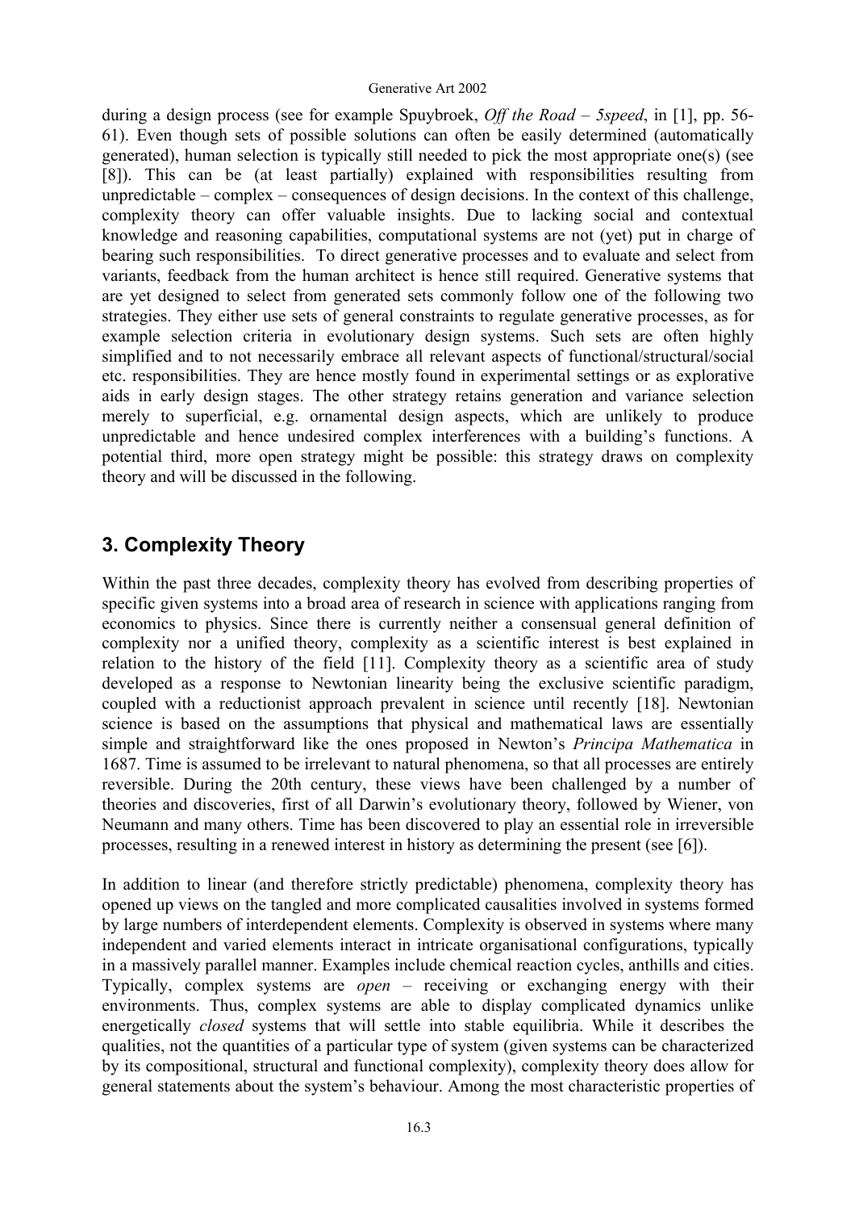during a design process (see for example Spuybroek, *Off the Road – 5speed*, in [1], pp. 56-61). Even though sets of possible solutions can often be easily determined (automatically generated), human selection is typically still needed to pick the most appropriate one(s) (see [8]). This can be (at least partially) explained with responsibilities resulting from unpredictable – complex – consequences of design decisions. In the context of this challenge, complexity theory can offer valuable insights. Due to lacking social and contextual knowledge and reasoning capabilities, computational systems are not (yet) put in charge of bearing such responsibilities. To direct generative processes and to evaluate and select from variants, feedback from the human architect is hence still required. Generative systems that are yet designed to select from generated sets commonly follow one of the following two strategies. They either use sets of general constraints to regulate generative processes, as for example selection criteria in evolutionary design systems. Such sets are often highly simplified and to not necessarily embrace all relevant aspects of functional/structural/social etc. responsibilities. They are hence mostly found in experimental settings or as explorative aids in early design stages. The other strategy retains generation and variance selection merely to superficial, e.g. ornamental design aspects, which are unlikely to produce unpredictable and hence undesired complex interferences with a building's functions. A potential third, more open strategy might be possible: this strategy draws on complexity theory and will be discussed in the following.

## 3. Complexity Theory

Within the past three decades, complexity theory has evolved from describing properties of specific given systems into a broad area of research in science with applications ranging from economics to physics. Since there is currently neither a consensual general definition of complexity nor a unified theory, complexity as a scientific interest is best explained in relation to the history of the field [11]. Complexity theory as a scientific area of study developed as a response to Newtonian linearity being the exclusive scientific paradigm, coupled with a reductionist approach prevalent in science until recently [18]. Newtonian science is based on the assumptions that physical and mathematical laws are essentially simple and straightforward like the ones proposed in Newton's *Principa Mathematica* in 1687. Time is assumed to be irrelevant to natural phenomena, so that all processes are entirely reversible. During the 20th century, these views have been challenged by a number of theories and discoveries, first of all Darwin's evolutionary theory, followed by Wiener, von Neumann and many others. Time has been discovered to play an essential role in irreversible processes, resulting in a renewed interest in history as determining the present (see [6]).

In addition to linear (and therefore strictly predictable) phenomena, complexity theory has opened up views on the tangled and more complicated causalities involved in systems formed by large numbers of interdependent elements. Complexity is observed in systems where many independent and varied elements interact in intricate organisational configurations, typically in a massively parallel manner. Examples include chemical reaction cycles, anthills and cities. Typically, complex systems are *open* – receiving or exchanging energy with their environments. Thus, complex systems are able to display complicated dynamics unlike energetically *closed* systems that will settle into stable equilibria. While it describes the qualities, not the quantities of a particular type of system (given systems can be characterized by its compositional, structural and functional complexity), complexity theory does allow for general statements about the system's behaviour. Among the most characteristic properties of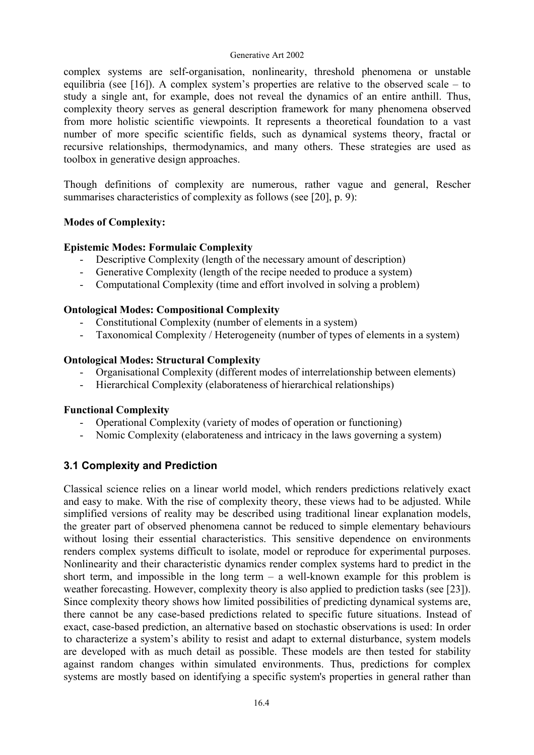complex systems are self-organisation, nonlinearity, threshold phenomena or unstable equilibria (see [16]). A complex system's properties are relative to the observed scale – to study a single ant, for example, does not reveal the dynamics of an entire anthill. Thus, complexity theory serves as general description framework for many phenomena observed from more holistic scientific viewpoints. It represents a theoretical foundation to a vast number of more specific scientific fields, such as dynamical systems theory, fractal or recursive relationships, thermodynamics, and many others. These strategies are used as toolbox in generative design approaches.

Though definitions of complexity are numerous, rather vague and general, Rescher summarises characteristics of complexity as follows (see [20], p. 9):

**Modes of Complexity:**

**Epistemic Modes: Formulaic Complexity**

- Descriptive Complexity (length of the necessary amount of description)
- Generative Complexity (length of the recipe needed to produce a system)
- Computational Complexity (time and effort involved in solving a problem)

**Ontological Modes: Compositional Complexity**

- Constitutional Complexity (number of elements in a system)
- Taxonomical Complexity / Heterogeneity (number of types of elements in a system)

**Ontological Modes: Structural Complexity**

- Organisational Complexity (different modes of interrelationship between elements)
- Hierarchical Complexity (elaborateness of hierarchical relationships)

**Functional Complexity**

- Operational Complexity (variety of modes of operation or functioning)
- Nomic Complexity (elaborateness and intricacy in the laws governing a system)

### 3.1 Complexity and Prediction

Classical science relies on a linear world model, which renders predictions relatively exact and easy to make. With the rise of complexity theory, these views had to be adjusted. While simplified versions of reality may be described using traditional linear explanation models, the greater part of observed phenomena cannot be reduced to simple elementary behaviours without losing their essential characteristics. This sensitive dependence on environments renders complex systems difficult to isolate, model or reproduce for experimental purposes. Nonlinearity and their characteristic dynamics render complex systems hard to predict in the short term, and impossible in the long term – a well-known example for this problem is weather forecasting. However, complexity theory is also applied to prediction tasks (see [23]). Since complexity theory shows how limited possibilities of predicting dynamical systems are, there cannot be any case-based predictions related to specific future situations. Instead of exact, case-based prediction, an alternative based on stochastic observations is used: In order to characterize a system's ability to resist and adapt to external disturbance, system models are developed with as much detail as possible. These models are then tested for stability against random changes within simulated environments. Thus, predictions for complex systems are mostly based on identifying a specific system's properties in general rather than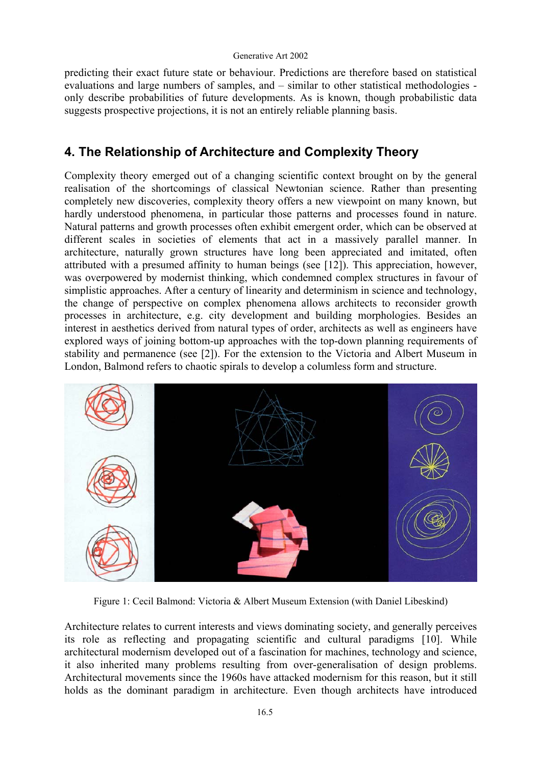predicting their exact future state or behaviour. Predictions are therefore based on statistical evaluations and large numbers of samples, and – similar to other statistical methodologies - only describe probabilities of future developments. As is known, though probabilistic data suggests prospective projections, it is not an entirely reliable planning basis.

## 4. The Relationship of Architecture and Complexity Theory

Complexity theory emerged out of a changing scientific context brought on by the general realisation of the shortcomings of classical Newtonian science. Rather than presenting completely new discoveries, complexity theory offers a new viewpoint on many known, but hardly understood phenomena, in particular those patterns and processes found in nature. Natural patterns and growth processes often exhibit emergent order, which can be observed at different scales in societies of elements that act in a massively parallel manner. In architecture, naturally grown structures have long been appreciated and imitated, often attributed with a presumed affinity to human beings (see [12]). This appreciation, however, was overpowered by modernist thinking, which condemned complex structures in favour of simplistic approaches. After a century of linearity and determinism in science and technology, the change of perspective on complex phenomena allows architects to reconsider growth processes in architecture, e.g. city development and building morphologies. Besides an interest in aesthetics derived from natural types of order, architects as well as engineers have explored ways of joining bottom-up approaches with the top-down planning requirements of stability and permanence (see [2]). For the extension to the Victoria and Albert Museum in London, Balmond refers to chaotic spirals to develop a columless form and structure.

Figure 1: Cecil Balmond: Victoria & Albert Museum Extension (with Daniel Libeskind)

Architecture relates to current interests and views dominating society, and generally perceives its role as reflecting and propagating scientific and cultural paradigms [10]. While architectural modernism developed out of a fascination for machines, technology and science, it also inherited many problems resulting from over-generalisation of design problems. Architectural movements since the 1960s have attacked modernism for this reason, but it still holds as the dominant paradigm in architecture. Even though architects have introduced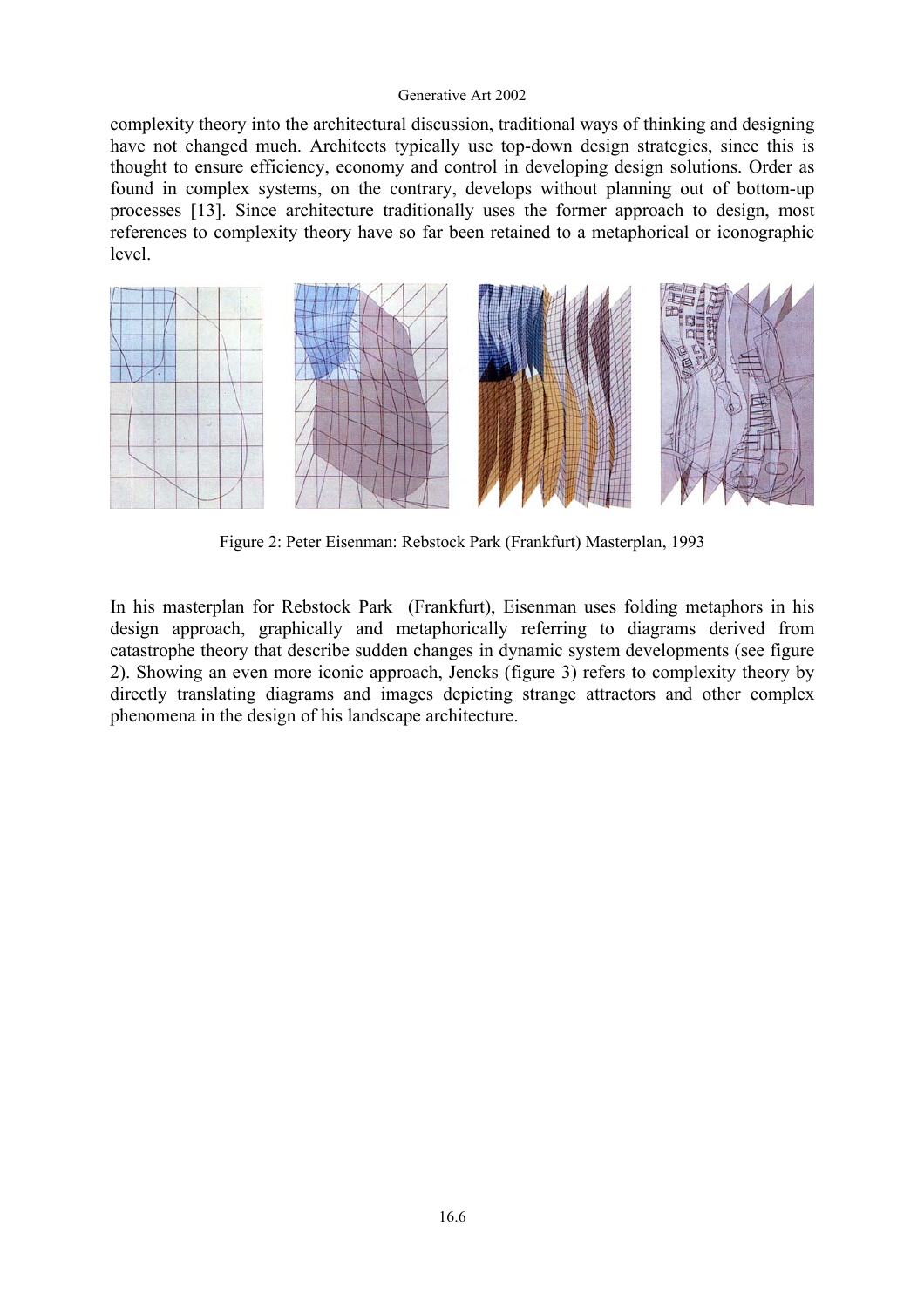complexity theory into the architectural discussion, traditional ways of thinking and designing have not changed much. Architects typically use top-down design strategies, since this is thought to ensure efficiency, economy and control in developing design solutions. Order as found in complex systems, on the contrary, develops without planning out of bottom-up processes [13]. Since architecture traditionally uses the former approach to design, most references to complexity theory have so far been retained to a metaphorical or iconographic level.

Figure 2: Peter Eisenman: Rebstock Park (Frankfurt) Masterplan, 1993

In his masterplan for Rebstock Park (Frankfurt), Eisenman uses folding metaphors in his design approach, graphically and metaphorically referring to diagrams derived from catastrophe theory that describe sudden changes in dynamic system developments (see figure 2). Showing an even more iconic approach, Jencks (figure 3) refers to complexity theory by directly translating diagrams and images depicting strange attractors and other complex phenomena in the design of his landscape architecture.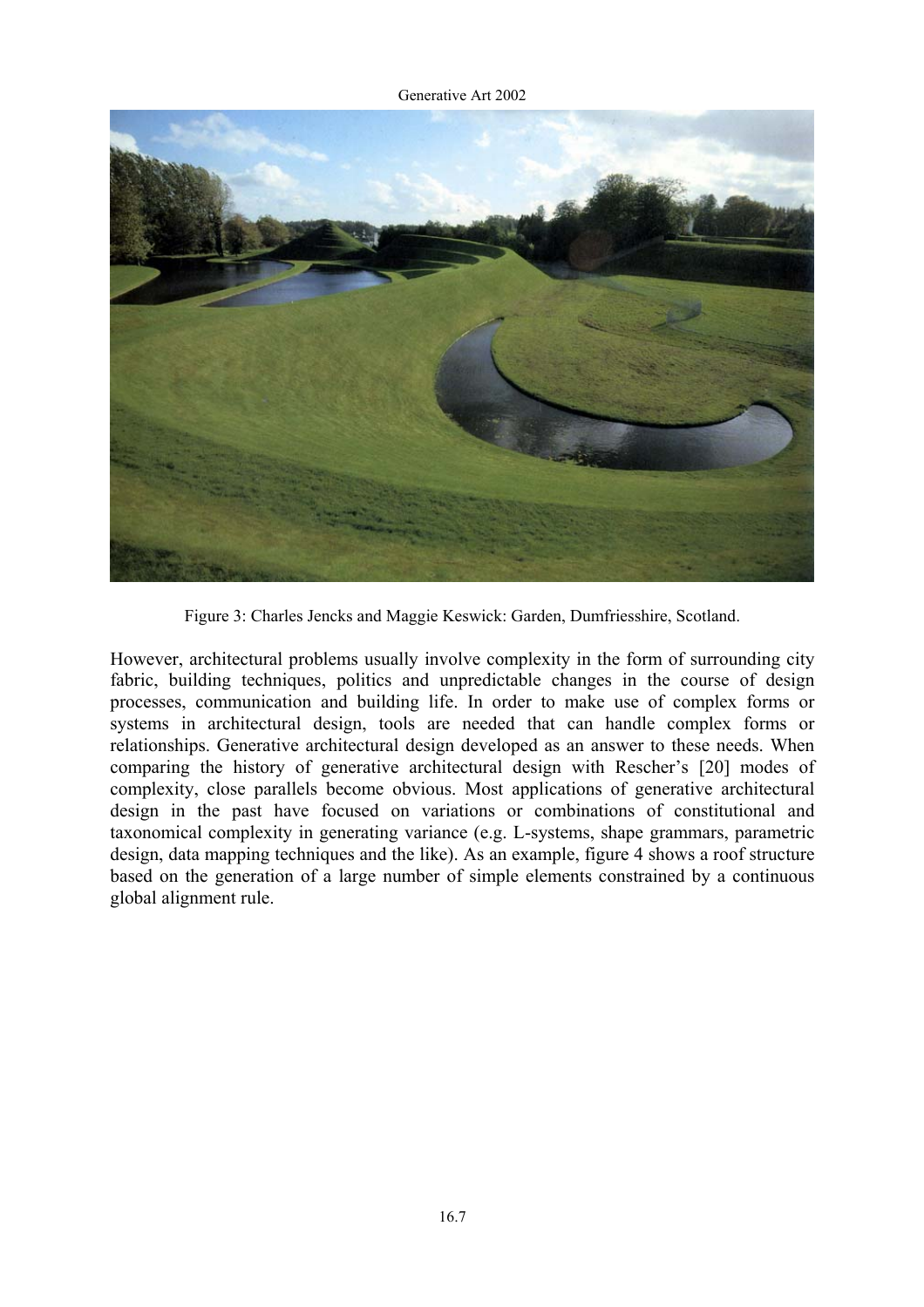Figure 3: Charles Jencks and Maggie Keswick: Garden, Dumfriesshire, Scotland.

However, architectural problems usually involve complexity in the form of surrounding city fabric, building techniques, politics and unpredictable changes in the course of design processes, communication and building life. In order to make use of complex forms or systems in architectural design, tools are needed that can handle complex forms or relationships. Generative architectural design developed as an answer to these needs. When comparing the history of generative architectural design with Rescher's [20] modes of complexity, close parallels become obvious. Most applications of generative architectural design in the past have focused on variations or combinations of constitutional and taxonomical complexity in generating variance (e.g. L-systems, shape grammars, parametric design, data mapping techniques and the like). As an example, figure 4 shows a roof structure based on the generation of a large number of simple elements constrained by a continuous global alignment rule.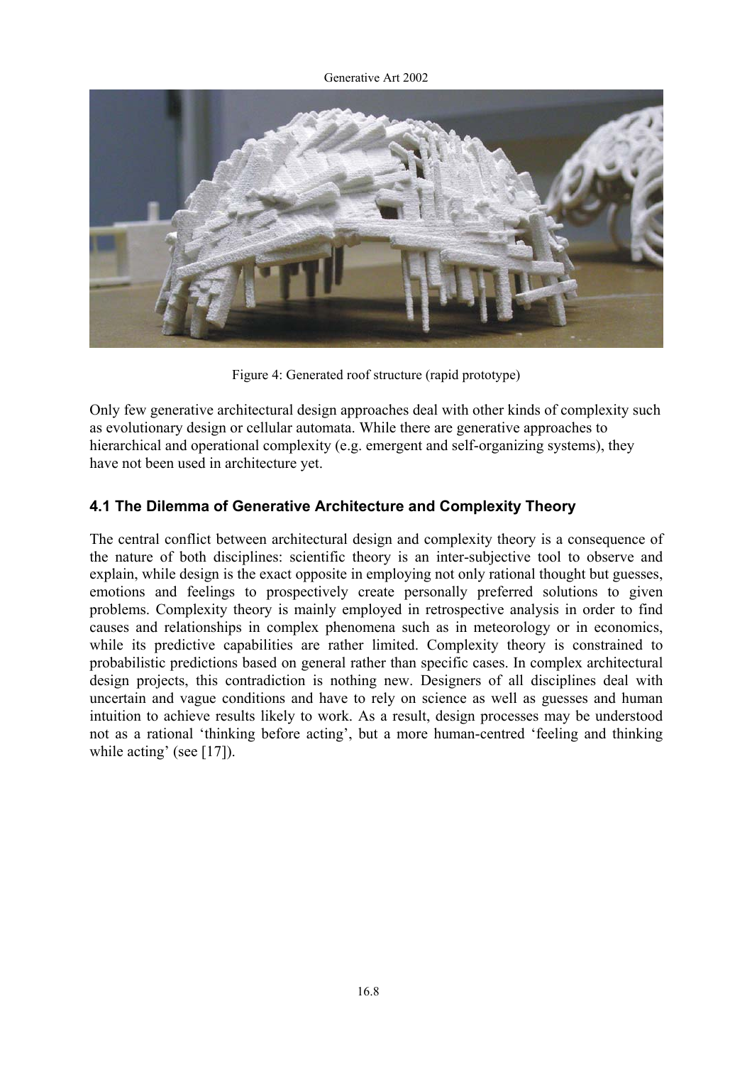Figure 4: Generated roof structure (rapid prototype)

Only few generative architectural design approaches deal with other kinds of complexity such as evolutionary design or cellular automata. While there are generative approaches to hierarchical and operational complexity (e.g. emergent and self-organizing systems), they have not been used in architecture yet.

### 4.1 The Dilemma of Generative Architecture and Complexity Theory

The central conflict between architectural design and complexity theory is a consequence of the nature of both disciplines: scientific theory is an inter-subjective tool to observe and explain, while design is the exact opposite in employing not only rational thought but guesses, emotions and feelings to prospectively create personally preferred solutions to given problems. Complexity theory is mainly employed in retrospective analysis in order to find causes and relationships in complex phenomena such as in meteorology or in economics, while its predictive capabilities are rather limited. Complexity theory is constrained to probabilistic predictions based on general rather than specific cases. In complex architectural design projects, this contradiction is nothing new. Designers of all disciplines deal with uncertain and vague conditions and have to rely on science as well as guesses and human intuition to achieve results likely to work. As a result, design processes may be understood not as a rational 'thinking before acting', but a more human-centred 'feeling and thinking while acting' (see [17]).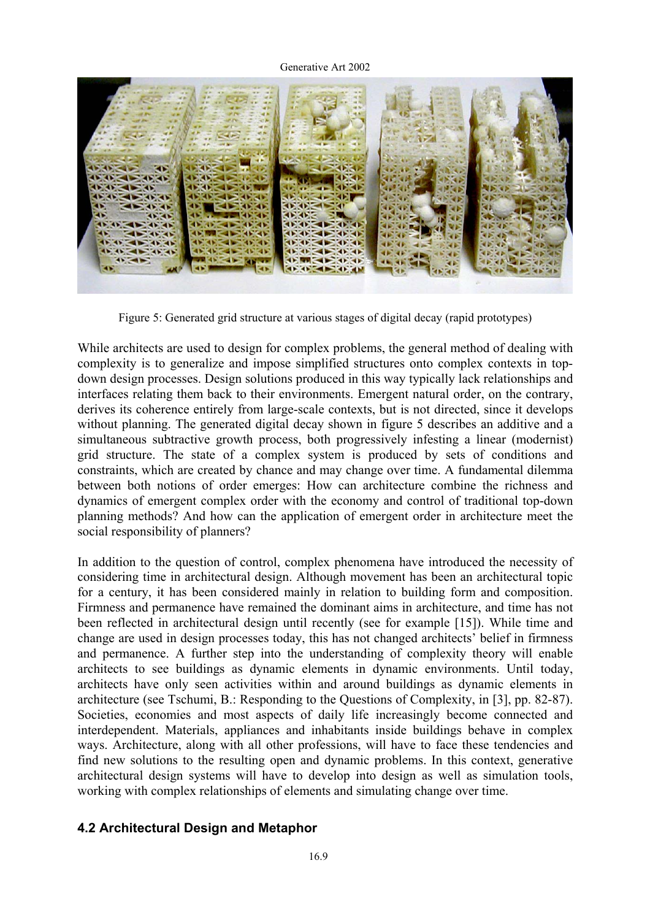Figure 5: Generated grid structure at various stages of digital decay (rapid prototypes)

While architects are used to design for complex problems, the general method of dealing with complexity is to generalize and impose simplified structures onto complex contexts in top-down design processes. Design solutions produced in this way typically lack relationships and interfaces relating them back to their environments. Emergent natural order, on the contrary, derives its coherence entirely from large-scale contexts, but is not directed, since it develops without planning. The generated digital decay shown in figure 5 describes an additive and a simultaneous subtractive growth process, both progressively infesting a linear (modernist) grid structure. The state of a complex system is produced by sets of conditions and constraints, which are created by chance and may change over time. A fundamental dilemma between both notions of order emerges: How can architecture combine the richness and dynamics of emergent complex order with the economy and control of traditional top-down planning methods? And how can the application of emergent order in architecture meet the social responsibility of planners?

In addition to the question of control, complex phenomena have introduced the necessity of considering time in architectural design. Although movement has been an architectural topic for a century, it has been considered mainly in relation to building form and composition. Firmness and permanence have remained the dominant aims in architecture, and time has not been reflected in architectural design until recently (see for example [15]). While time and change are used in design processes today, this has not changed architects' belief in firmness and permanence. A further step into the understanding of complexity theory will enable architects to see buildings as dynamic elements in dynamic environments. Until today, architects have only seen activities within and around buildings as dynamic elements in architecture (see Tschumi, B.: Responding to the Questions of Complexity, in [3], pp. 82-87). Societies, economies and most aspects of daily life increasingly become connected and interdependent. Materials, appliances and inhabitants inside buildings behave in complex ways. Architecture, along with all other professions, will have to face these tendencies and find new solutions to the resulting open and dynamic problems. In this context, generative architectural design systems will have to develop into design as well as simulation tools, working with complex relationships of elements and simulating change over time.

### 4.2 Architectural Design and Metaphor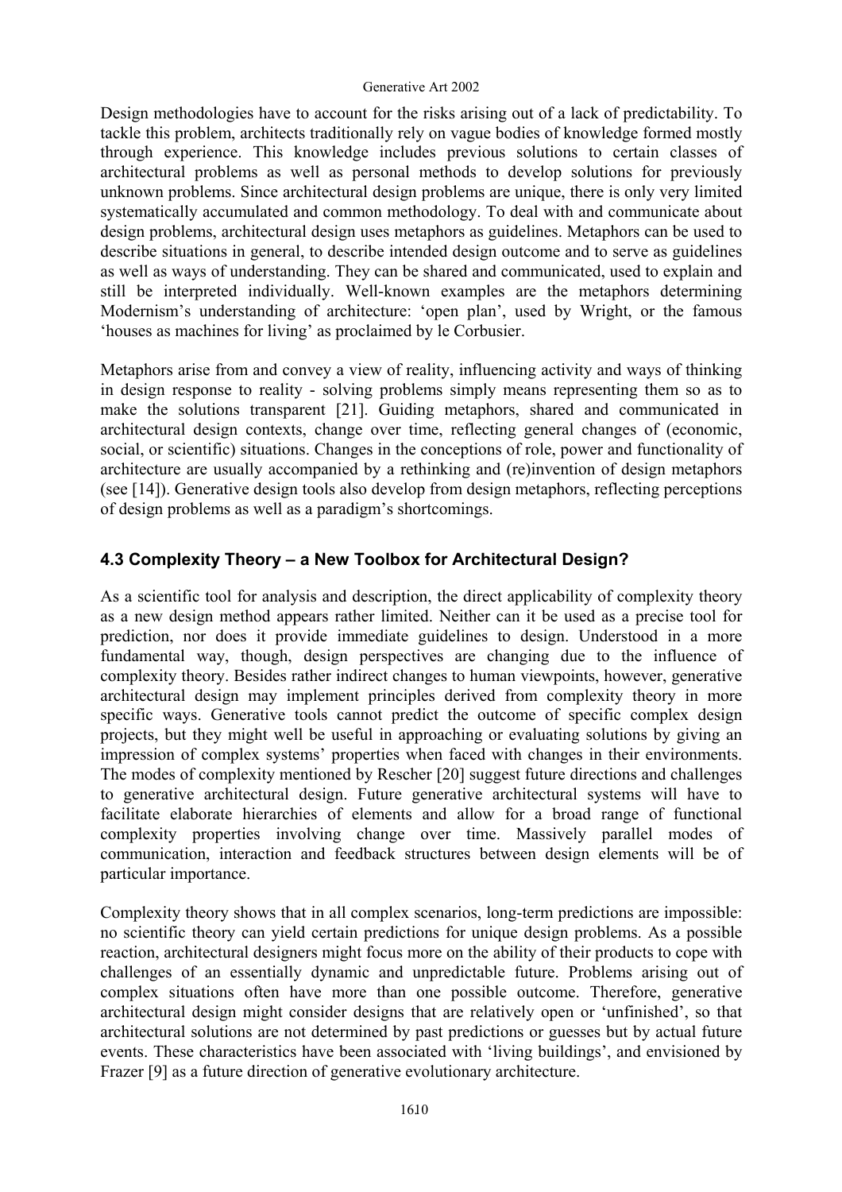Design methodologies have to account for the risks arising out of a lack of predictability. To tackle this problem, architects traditionally rely on vague bodies of knowledge formed mostly through experience. This knowledge includes previous solutions to certain classes of architectural problems as well as personal methods to develop solutions for previously unknown problems. Since architectural design problems are unique, there is only very limited systematically accumulated and common methodology. To deal with and communicate about design problems, architectural design uses metaphors as guidelines. Metaphors can be used to describe situations in general, to describe intended design outcome and to serve as guidelines as well as ways of understanding. They can be shared and communicated, used to explain and still be interpreted individually. Well-known examples are the metaphors determining Modernism's understanding of architecture: 'open plan', used by Wright, or the famous 'houses as machines for living' as proclaimed by le Corbusier.

Metaphors arise from and convey a view of reality, influencing activity and ways of thinking in design response to reality - solving problems simply means representing them so as to make the solutions transparent [21]. Guiding metaphors, shared and communicated in architectural design contexts, change over time, reflecting general changes of (economic, social, or scientific) situations. Changes in the conceptions of role, power and functionality of architecture are usually accompanied by a rethinking and (re)invention of design metaphors (see [14]). Generative design tools also develop from design metaphors, reflecting perceptions of design problems as well as a paradigm's shortcomings.

### 4.3 Complexity Theory – a New Toolbox for Architectural Design?

As a scientific tool for analysis and description, the direct applicability of complexity theory as a new design method appears rather limited. Neither can it be used as a precise tool for prediction, nor does it provide immediate guidelines to design. Understood in a more fundamental way, though, design perspectives are changing due to the influence of complexity theory. Besides rather indirect changes to human viewpoints, however, generative architectural design may implement principles derived from complexity theory in more specific ways. Generative tools cannot predict the outcome of specific complex design projects, but they might well be useful in approaching or evaluating solutions by giving an impression of complex systems' properties when faced with changes in their environments. The modes of complexity mentioned by Rescher [20] suggest future directions and challenges to generative architectural design. Future generative architectural systems will have to facilitate elaborate hierarchies of elements and allow for a broad range of functional complexity properties involving change over time. Massively parallel modes of communication, interaction and feedback structures between design elements will be of particular importance.

Complexity theory shows that in all complex scenarios, long-term predictions are impossible: no scientific theory can yield certain predictions for unique design problems. As a possible reaction, architectural designers might focus more on the ability of their products to cope with challenges of an essentially dynamic and unpredictable future. Problems arising out of complex situations often have more than one possible outcome. Therefore, generative architectural design might consider designs that are relatively open or 'unfinished', so that architectural solutions are not determined by past predictions or guesses but by actual future events. These characteristics have been associated with 'living buildings', and envisioned by Frazer [9] as a future direction of generative evolutionary architecture.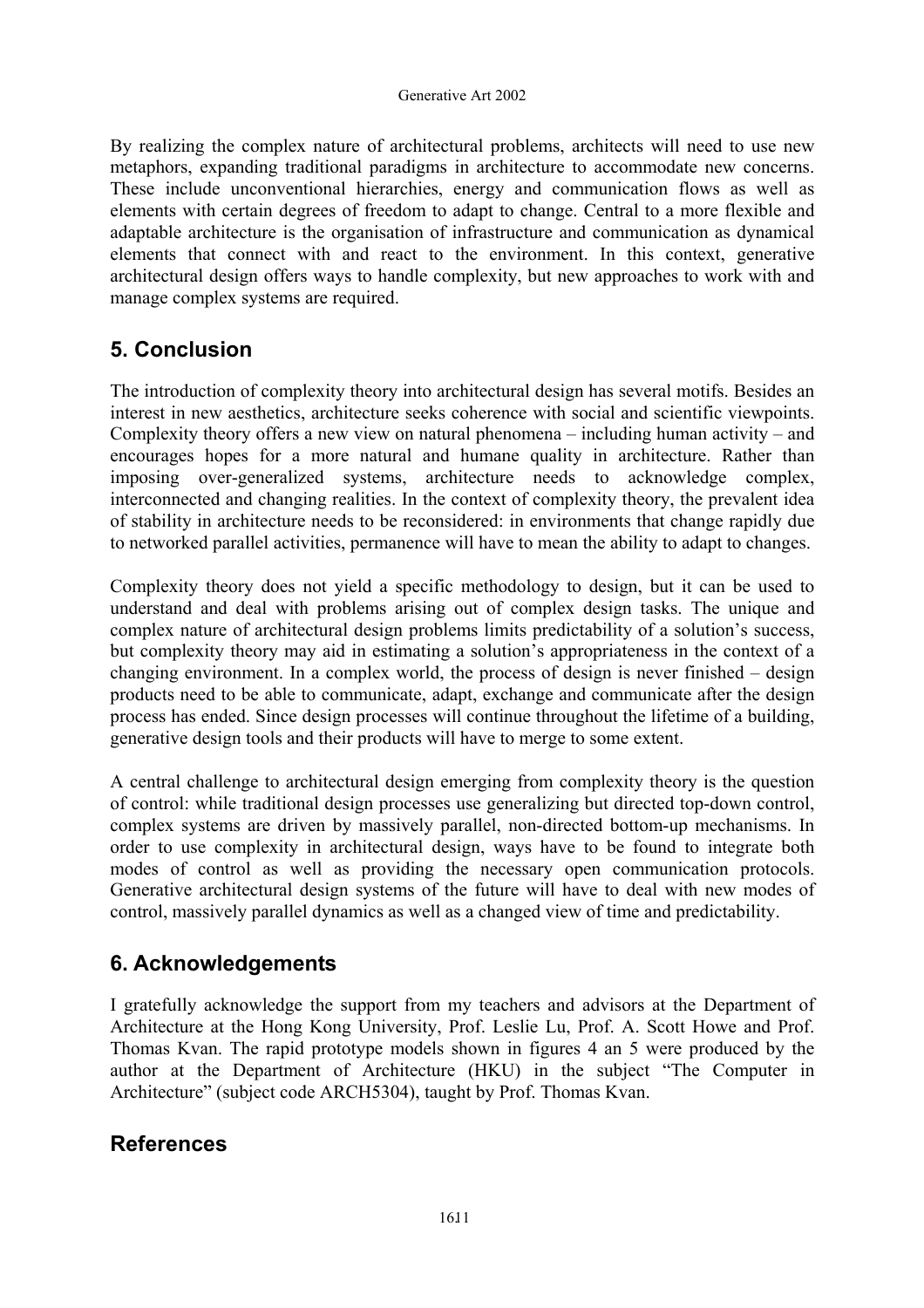By realizing the complex nature of architectural problems, architects will need to use new metaphors, expanding traditional paradigms in architecture to accommodate new concerns. These include unconventional hierarchies, energy and communication flows as well as elements with certain degrees of freedom to adapt to change. Central to a more flexible and adaptable architecture is the organisation of infrastructure and communication as dynamical elements that connect with and react to the environment. In this context, generative architectural design offers ways to handle complexity, but new approaches to work with and manage complex systems are required.

## 5. Conclusion

The introduction of complexity theory into architectural design has several motifs. Besides an interest in new aesthetics, architecture seeks coherence with social and scientific viewpoints. Complexity theory offers a new view on natural phenomena – including human activity – and encourages hopes for a more natural and humane quality in architecture. Rather than imposing over-generalized systems, architecture needs to acknowledge complex, interconnected and changing realities. In the context of complexity theory, the prevalent idea of stability in architecture needs to be reconsidered: in environments that change rapidly due to networked parallel activities, permanence will have to mean the ability to adapt to changes.

Complexity theory does not yield a specific methodology to design, but it can be used to understand and deal with problems arising out of complex design tasks. The unique and complex nature of architectural design problems limits predictability of a solution's success, but complexity theory may aid in estimating a solution's appropriateness in the context of a changing environment. In a complex world, the process of design is never finished – design products need to be able to communicate, adapt, exchange and communicate after the design process has ended. Since design processes will continue throughout the lifetime of a building, generative design tools and their products will have to merge to some extent.

A central challenge to architectural design emerging from complexity theory is the question of control: while traditional design processes use generalizing but directed top-down control, complex systems are driven by massively parallel, non-directed bottom-up mechanisms. In order to use complexity in architectural design, ways have to be found to integrate both modes of control as well as providing the necessary open communication protocols. Generative architectural design systems of the future will have to deal with new modes of control, massively parallel dynamics as well as a changed view of time and predictability.

## 6. Acknowledgements

I gratefully acknowledge the support from my teachers and advisors at the Department of Architecture at the Hong Kong University, Prof. Leslie Lu, Prof. A. Scott Howe and Prof. Thomas Kvan. The rapid prototype models shown in figures 4 an 5 were produced by the author at the Department of Architecture (HKU) in the subject "The Computer in Architecture" (subject code ARCH5304), taught by Prof. Thomas Kvan.

## References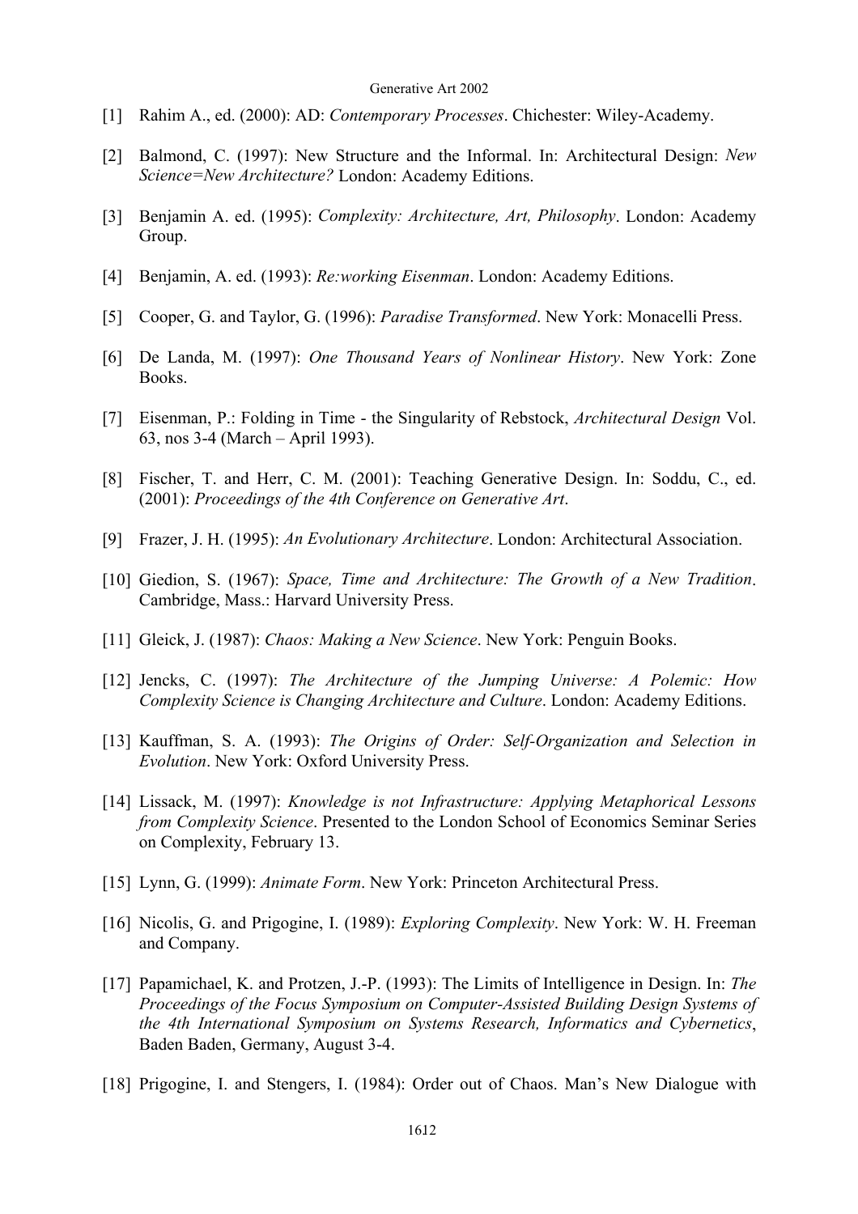[1] Rahim A., ed. (2000): AD: *Contemporary Processes*. Chichester: Wiley-Academy.

[2] Balmond, C. (1997): New Structure and the Informal. In: Architectural Design: *New Science=New Architecture?* London: Academy Editions.

[3] Benjamin A. ed. (1995): *Complexity: Architecture, Art, Philosophy*. London: Academy Group.

[4] Benjamin, A. ed. (1993): *Re:working Eisenman*. London: Academy Editions.

[5] Cooper, G. and Taylor, G. (1996): *Paradise Transformed*. New York: Monacelli Press.

[6] De Landa, M. (1997): *One Thousand Years of Nonlinear History*. New York: Zone Books.

[7] Eisenman, P.: Folding in Time - the Singularity of Rebstock, *Architectural Design* Vol. 63, nos 3-4 (March – April 1993).

[8] Fischer, T. and Herr, C. M. (2001): Teaching Generative Design. In: Soddu, C., ed. (2001): *Proceedings of the 4th Conference on Generative Art*.

[9] Frazer, J. H. (1995): *An Evolutionary Architecture*. London: Architectural Association.

[10] Giedion, S. (1967): *Space, Time and Architecture: The Growth of a New Tradition*. Cambridge, Mass.: Harvard University Press.

[11] Gleick, J. (1987): *Chaos: Making a New Science*. New York: Penguin Books.

[12] Jencks, C. (1997): *The Architecture of the Jumping Universe: A Polemic: How Complexity Science is Changing Architecture and Culture*. London: Academy Editions.

[13] Kauffman, S. A. (1993): *The Origins of Order: Self-Organization and Selection in Evolution*. New York: Oxford University Press.

[14] Lissack, M. (1997): *Knowledge is not Infrastructure: Applying Metaphorical Lessons from Complexity Science*. Presented to the London School of Economics Seminar Series on Complexity, February 13.

[15] Lynn, G. (1999): *Animate Form*. New York: Princeton Architectural Press.

[16] Nicolis, G. and Prigogine, I. (1989): *Exploring Complexity*. New York: W. H. Freeman and Company.

[17] Papamichael, K. and Protzen, J.-P. (1993): The Limits of Intelligence in Design. In: *The Proceedings of the Focus Symposium on Computer-Assisted Building Design Systems of the 4th International Symposium on Systems Research, Informatics and Cybernetics*, Baden Baden, Germany, August 3-4.

[18] Prigogine, I. and Stengers, I. (1984): Order out of Chaos. Man's New Dialogue with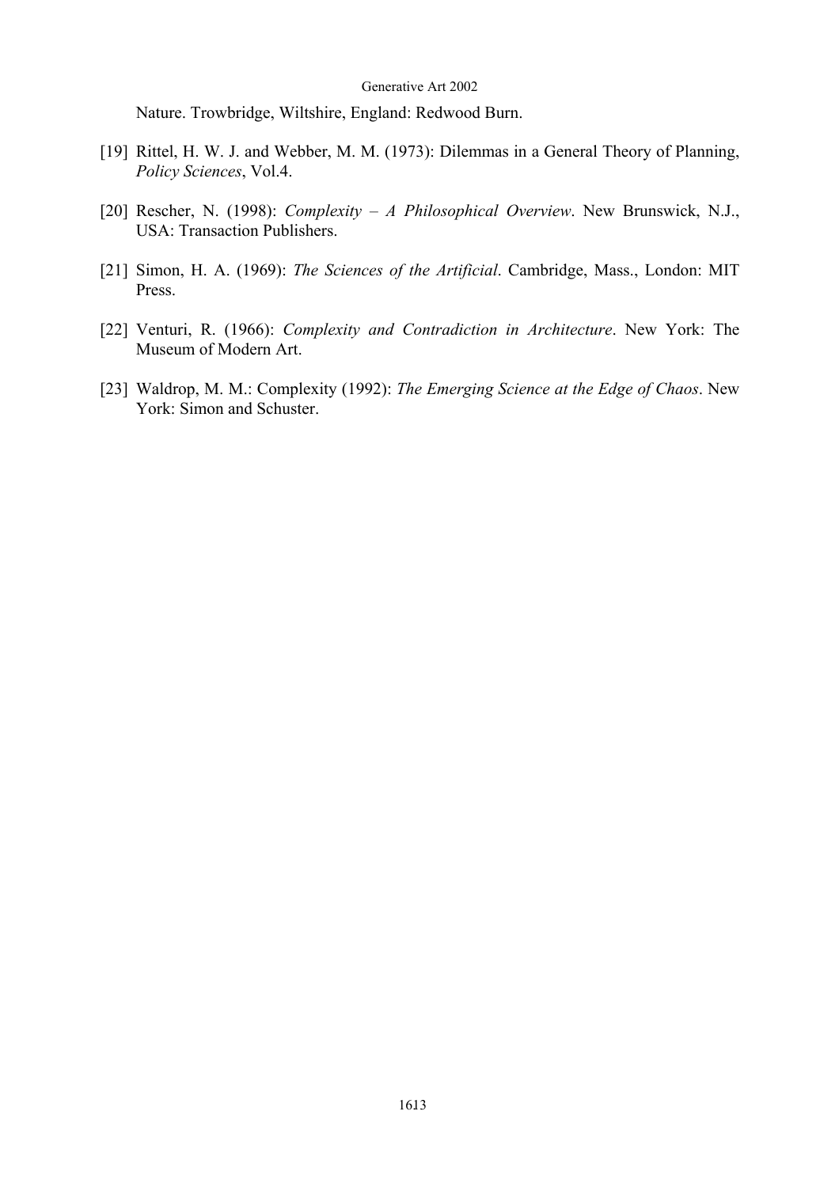Nature. Trowbridge, Wiltshire, England: Redwood Burn.

[19] Rittel, H. W. J. and Webber, M. M. (1973): Dilemmas in a General Theory of Planning, *Policy Sciences*, Vol.4.

[20] Rescher, N. (1998): *Complexity – A Philosophical Overview*. New Brunswick, N.J., USA: Transaction Publishers.

[21] Simon, H. A. (1969): *The Sciences of the Artificial*. Cambridge, Mass., London: MIT Press.

[22] Venturi, R. (1966): *Complexity and Contradiction in Architecture*. New York: The Museum of Modern Art.

[23] Waldrop, M. M.: Complexity (1992): *The Emerging Science at the Edge of Chaos*. New York: Simon and Schuster.